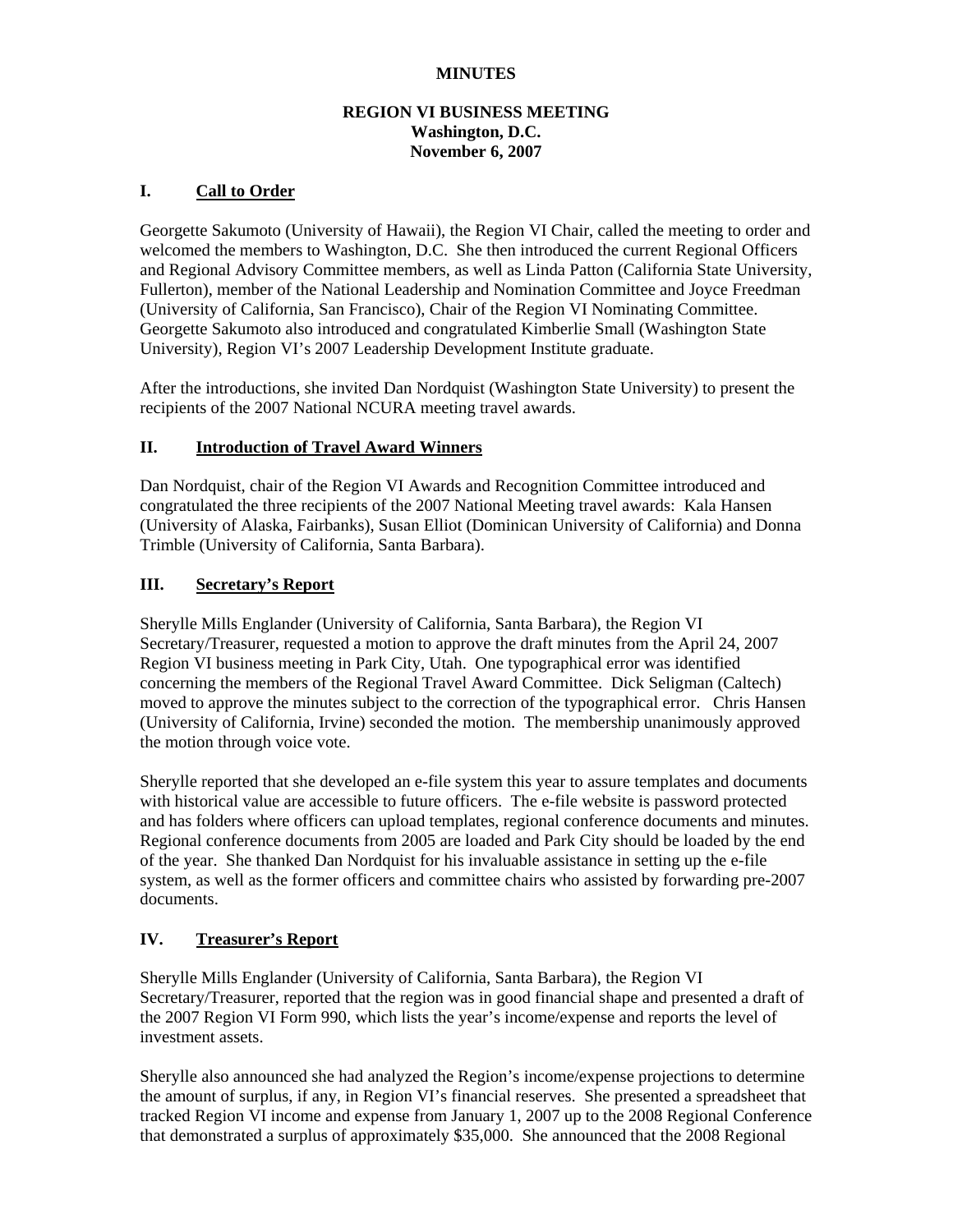**MINUTES**

**REGION VI BUSINESS MEETING**
**Washington, D.C.**
**November 6, 2007**

## I. Call to Order

Georgette Sakumoto (University of Hawaii), the Region VI Chair, called the meeting to order and welcomed the members to Washington, D.C. She then introduced the current Regional Officers and Regional Advisory Committee members, as well as Linda Patton (California State University, Fullerton), member of the National Leadership and Nomination Committee and Joyce Freedman (University of California, San Francisco), Chair of the Region VI Nominating Committee. Georgette Sakumoto also introduced and congratulated Kimberlie Small (Washington State University), Region VI's 2007 Leadership Development Institute graduate.

After the introductions, she invited Dan Nordquist (Washington State University) to present the recipients of the 2007 National NCURA meeting travel awards.

## II. Introduction of Travel Award Winners

Dan Nordquist, chair of the Region VI Awards and Recognition Committee introduced and congratulated the three recipients of the 2007 National Meeting travel awards: Kala Hansen (University of Alaska, Fairbanks), Susan Elliot (Dominican University of California) and Donna Trimble (University of California, Santa Barbara).

## III. Secretary's Report

Sherylle Mills Englander (University of California, Santa Barbara), the Region VI Secretary/Treasurer, requested a motion to approve the draft minutes from the April 24, 2007 Region VI business meeting in Park City, Utah. One typographical error was identified concerning the members of the Regional Travel Award Committee. Dick Seligman (Caltech) moved to approve the minutes subject to the correction of the typographical error. Chris Hansen (University of California, Irvine) seconded the motion. The membership unanimously approved the motion through voice vote.

Sherylle reported that she developed an e-file system this year to assure templates and documents with historical value are accessible to future officers. The e-file website is password protected and has folders where officers can upload templates, regional conference documents and minutes. Regional conference documents from 2005 are loaded and Park City should be loaded by the end of the year. She thanked Dan Nordquist for his invaluable assistance in setting up the e-file system, as well as the former officers and committee chairs who assisted by forwarding pre-2007 documents.

## IV. Treasurer's Report

Sherylle Mills Englander (University of California, Santa Barbara), the Region VI Secretary/Treasurer, reported that the region was in good financial shape and presented a draft of the 2007 Region VI Form 990, which lists the year's income/expense and reports the level of investment assets.

Sherylle also announced she had analyzed the Region's income/expense projections to determine the amount of surplus, if any, in Region VI's financial reserves. She presented a spreadsheet that tracked Region VI income and expense from January 1, 2007 up to the 2008 Regional Conference that demonstrated a surplus of approximately $35,000. She announced that the 2008 Regional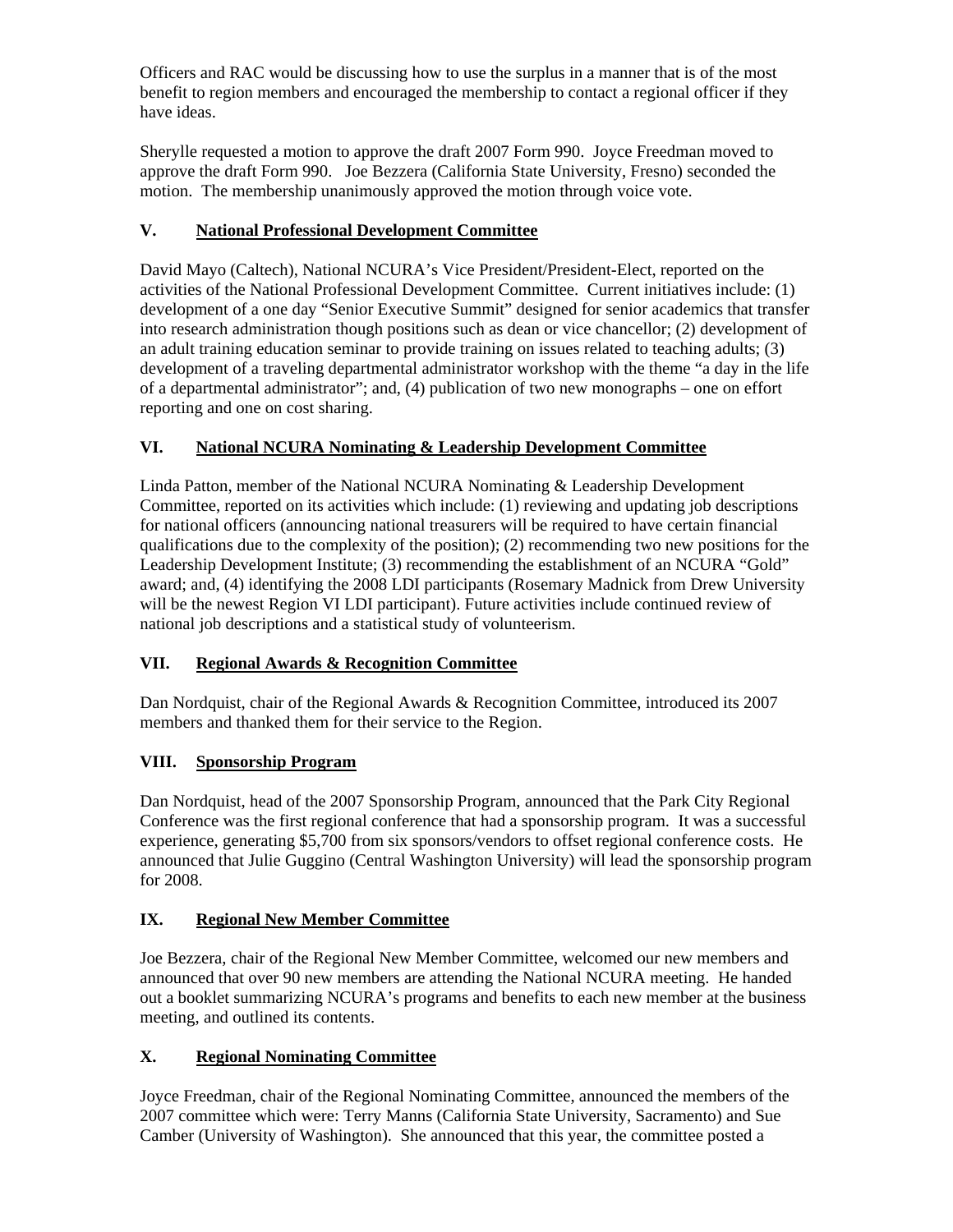Officers and RAC would be discussing how to use the surplus in a manner that is of the most benefit to region members and encouraged the membership to contact a regional officer if they have ideas.

Sherylle requested a motion to approve the draft 2007 Form 990. Joyce Freedman moved to approve the draft Form 990. Joe Bezzera (California State University, Fresno) seconded the motion. The membership unanimously approved the motion through voice vote.

## V. <u>National Professional Development Committee</u>

David Mayo (Caltech), National NCURA's Vice President/President-Elect, reported on the activities of the National Professional Development Committee. Current initiatives include: (1) development of a one day "Senior Executive Summit" designed for senior academics that transfer into research administration though positions such as dean or vice chancellor; (2) development of an adult training education seminar to provide training on issues related to teaching adults; (3) development of a traveling departmental administrator workshop with the theme "a day in the life of a departmental administrator"; and, (4) publication of two new monographs – one on effort reporting and one on cost sharing.

## VI. <u>National NCURA Nominating & Leadership Development Committee</u>

Linda Patton, member of the National NCURA Nominating & Leadership Development Committee, reported on its activities which include: (1) reviewing and updating job descriptions for national officers (announcing national treasurers will be required to have certain financial qualifications due to the complexity of the position); (2) recommending two new positions for the Leadership Development Institute; (3) recommending the establishment of an NCURA "Gold" award; and, (4) identifying the 2008 LDI participants (Rosemary Madnick from Drew University will be the newest Region VI LDI participant). Future activities include continued review of national job descriptions and a statistical study of volunteerism.

## VII. <u>Regional Awards & Recognition Committee</u>

Dan Nordquist, chair of the Regional Awards & Recognition Committee, introduced its 2007 members and thanked them for their service to the Region.

## VIII. <u>Sponsorship Program</u>

Dan Nordquist, head of the 2007 Sponsorship Program, announced that the Park City Regional Conference was the first regional conference that had a sponsorship program. It was a successful experience, generating $5,700 from six sponsors/vendors to offset regional conference costs. He announced that Julie Guggino (Central Washington University) will lead the sponsorship program for 2008.

## IX. <u>Regional New Member Committee</u>

Joe Bezzera, chair of the Regional New Member Committee, welcomed our new members and announced that over 90 new members are attending the National NCURA meeting. He handed out a booklet summarizing NCURA's programs and benefits to each new member at the business meeting, and outlined its contents.

## X. <u>Regional Nominating Committee</u>

Joyce Freedman, chair of the Regional Nominating Committee, announced the members of the 2007 committee which were: Terry Manns (California State University, Sacramento) and Sue Camber (University of Washington). She announced that this year, the committee posted a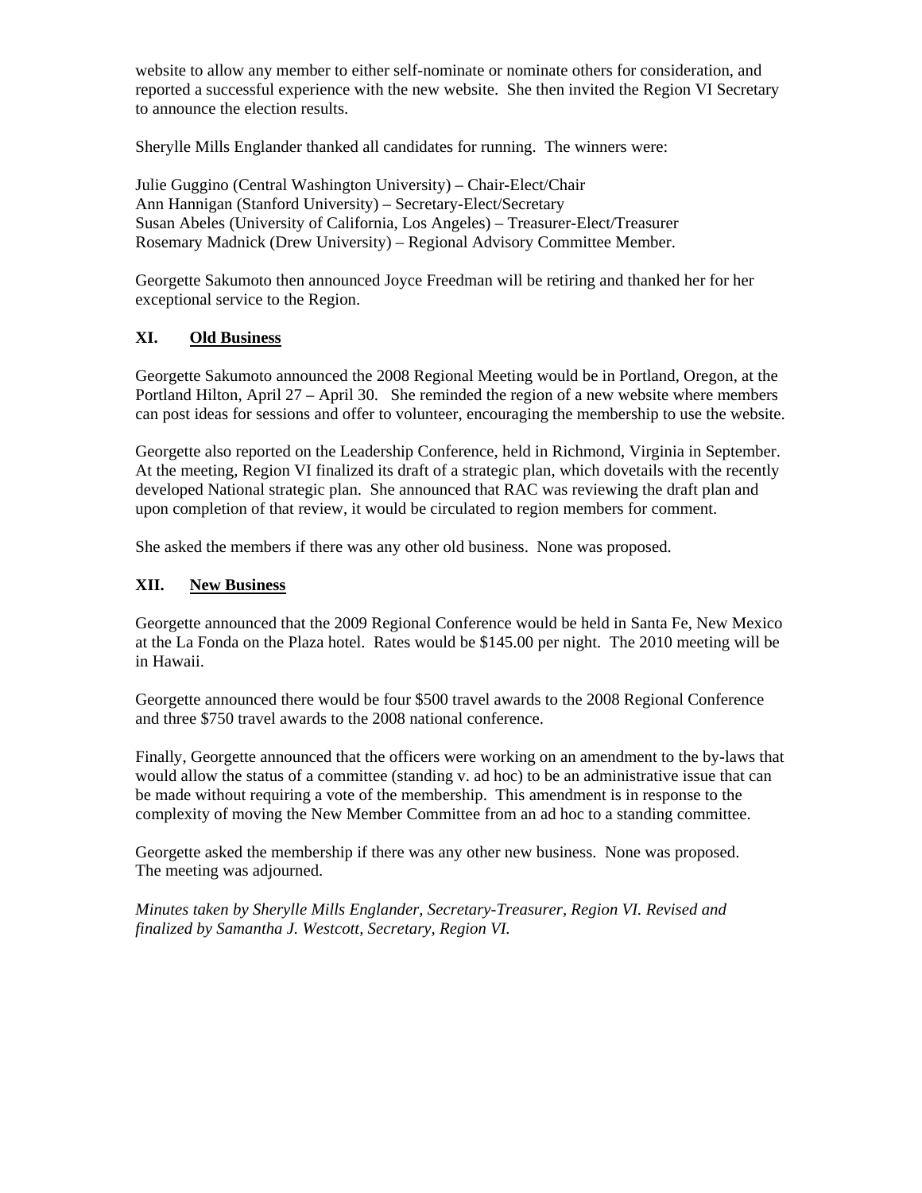website to allow any member to either self-nominate or nominate others for consideration, and reported a successful experience with the new website. She then invited the Region VI Secretary to announce the election results.

Sherylle Mills Englander thanked all candidates for running. The winners were:

Julie Guggino (Central Washington University) – Chair-Elect/Chair
Ann Hannigan (Stanford University) – Secretary-Elect/Secretary
Susan Abeles (University of California, Los Angeles) – Treasurer-Elect/Treasurer
Rosemary Madnick (Drew University) – Regional Advisory Committee Member.

Georgette Sakumoto then announced Joyce Freedman will be retiring and thanked her for her exceptional service to the Region.

## XI. <u>Old Business</u>

Georgette Sakumoto announced the 2008 Regional Meeting would be in Portland, Oregon, at the Portland Hilton, April 27 – April 30. She reminded the region of a new website where members can post ideas for sessions and offer to volunteer, encouraging the membership to use the website.

Georgette also reported on the Leadership Conference, held in Richmond, Virginia in September. At the meeting, Region VI finalized its draft of a strategic plan, which dovetails with the recently developed National strategic plan. She announced that RAC was reviewing the draft plan and upon completion of that review, it would be circulated to region members for comment.

She asked the members if there was any other old business. None was proposed.

## XII. <u>New Business</u>

Georgette announced that the 2009 Regional Conference would be held in Santa Fe, New Mexico at the La Fonda on the Plaza hotel. Rates would be $145.00 per night. The 2010 meeting will be in Hawaii.

Georgette announced there would be four $500 travel awards to the 2008 Regional Conference and three $750 travel awards to the 2008 national conference.

Finally, Georgette announced that the officers were working on an amendment to the by-laws that would allow the status of a committee (standing v. ad hoc) to be an administrative issue that can be made without requiring a vote of the membership. This amendment is in response to the complexity of moving the New Member Committee from an ad hoc to a standing committee.

Georgette asked the membership if there was any other new business. None was proposed.
The meeting was adjourned.

*Minutes taken by Sherylle Mills Englander, Secretary-Treasurer, Region VI. Revised and finalized by Samantha J. Westcott, Secretary, Region VI.*